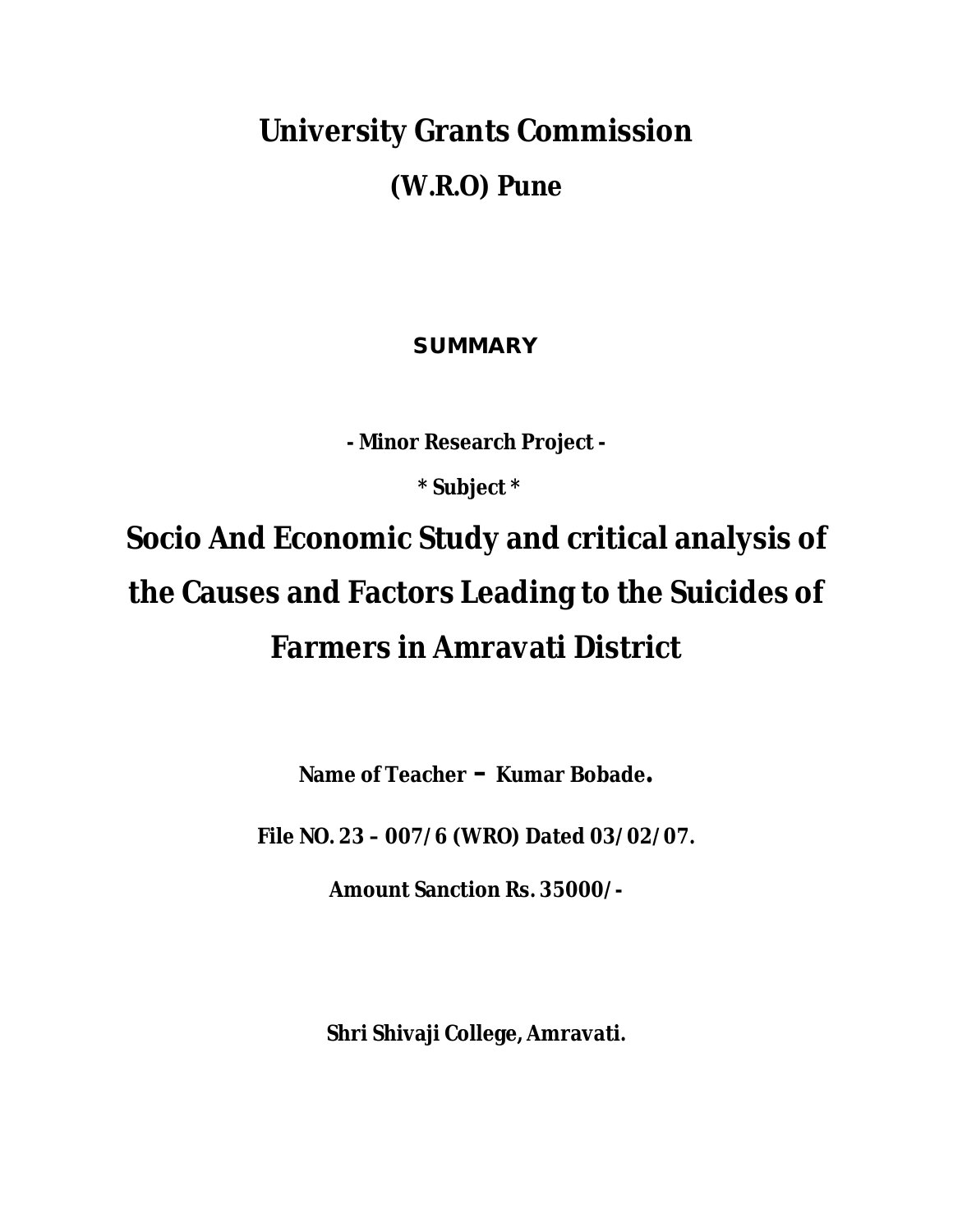# University Grants Commission

## (W.R.O) Pune

**SUMMARY**

**- Minor Research Project -**

**\* Subject \***

# Socio And Economic Study and critical analysis of the Causes and Factors Leading to the Suicides of Farmers in Amravati District

**Name of Teacher – Kumar Bobade.**

**File NO. 23 – 007/6 (WRO) Dated 03/02/07.**

**Amount Sanction Rs. 35000/-**

**Shri Shivaji College, Amravati.**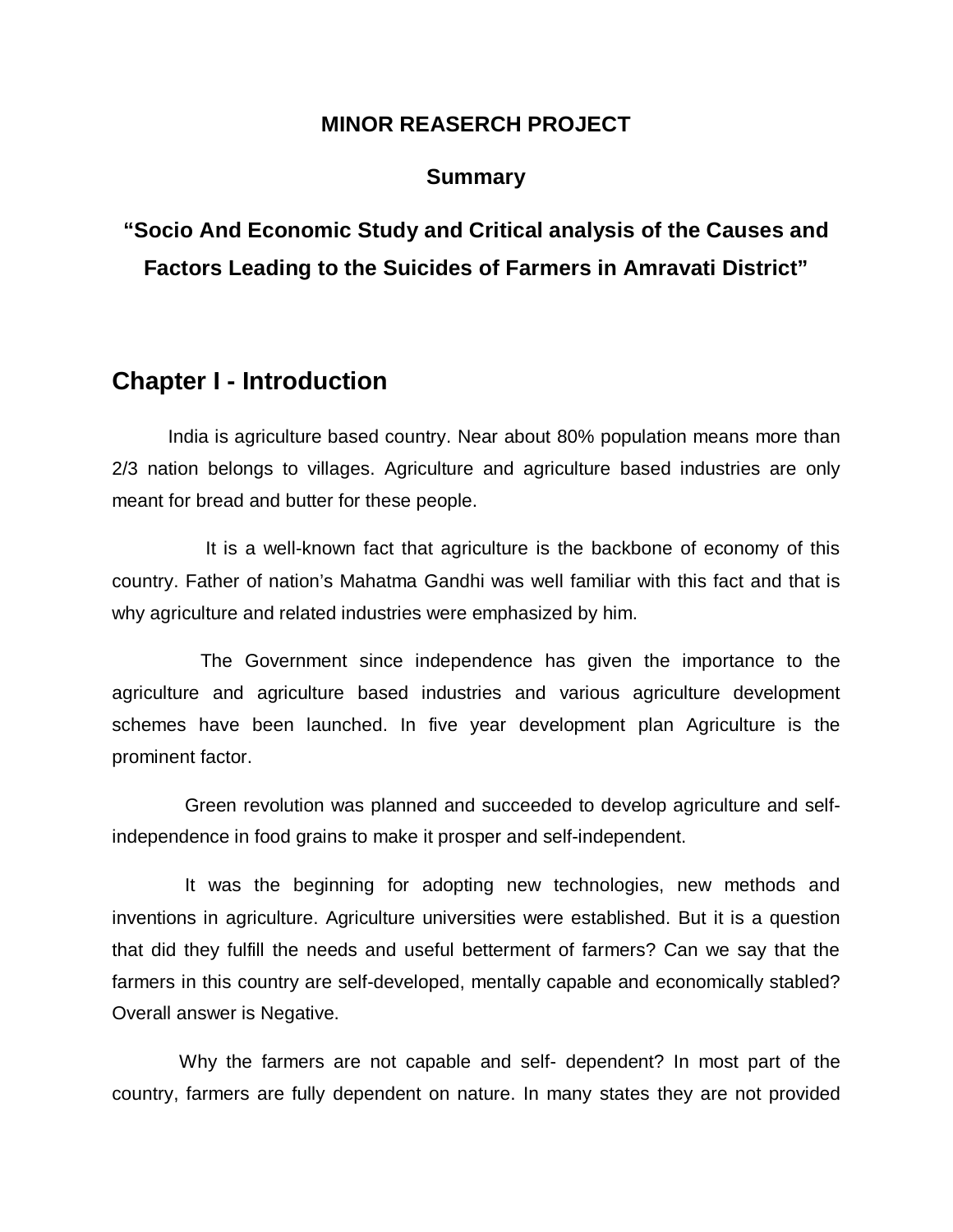**MINOR REASERCH PROJECT**

**Summary**

# "Socio And Economic Study and Critical analysis of the Causes and Factors Leading to the Suicides of Farmers in Amravati District"

## Chapter I - Introduction

India is agriculture based country. Near about 80% population means more than 2/3 nation belongs to villages. Agriculture and agriculture based industries are only meant for bread and butter for these people.

It is a well-known fact that agriculture is the backbone of economy of this country. Father of nation's Mahatma Gandhi was well familiar with this fact and that is why agriculture and related industries were emphasized by him.

The Government since independence has given the importance to the agriculture and agriculture based industries and various agriculture development schemes have been launched. In five year development plan Agriculture is the prominent factor.

Green revolution was planned and succeeded to develop agriculture and self-independence in food grains to make it prosper and self-independent.

It was the beginning for adopting new technologies, new methods and inventions in agriculture. Agriculture universities were established. But it is a question that did they fulfill the needs and useful betterment of farmers? Can we say that the farmers in this country are self-developed, mentally capable and economically stabled? Overall answer is Negative.

Why the farmers are not capable and self- dependent? In most part of the country, farmers are fully dependent on nature. In many states they are not provided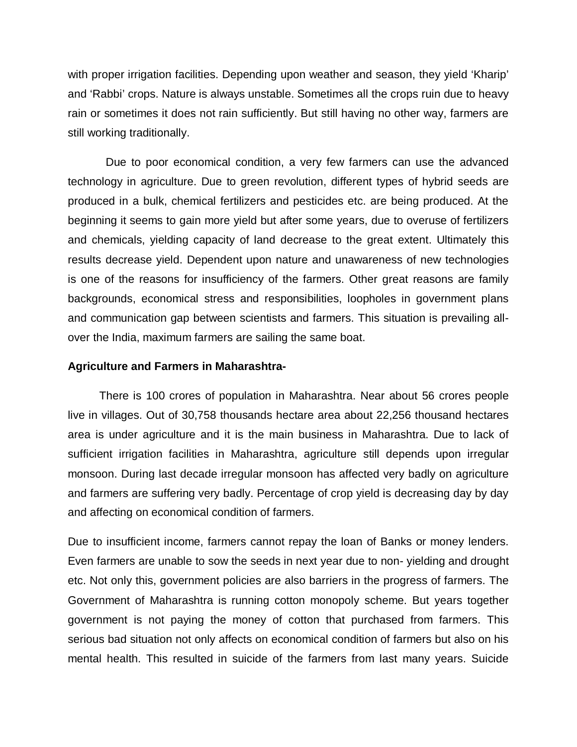with proper irrigation facilities. Depending upon weather and season, they yield 'Kharip' and 'Rabbi' crops. Nature is always unstable. Sometimes all the crops ruin due to heavy rain or sometimes it does not rain sufficiently. But still having no other way, farmers are still working traditionally.

Due to poor economical condition, a very few farmers can use the advanced technology in agriculture. Due to green revolution, different types of hybrid seeds are produced in a bulk, chemical fertilizers and pesticides etc. are being produced. At the beginning it seems to gain more yield but after some years, due to overuse of fertilizers and chemicals, yielding capacity of land decrease to the great extent. Ultimately this results decrease yield. Dependent upon nature and unawareness of new technologies is one of the reasons for insufficiency of the farmers. Other great reasons are family backgrounds, economical stress and responsibilities, loopholes in government plans and communication gap between scientists and farmers. This situation is prevailing all-over the India, maximum farmers are sailing the same boat.

**Agriculture and Farmers in Maharashtra-**

There is 100 crores of population in Maharashtra. Near about 56 crores people live in villages. Out of 30,758 thousands hectare area about 22,256 thousand hectares area is under agriculture and it is the main business in Maharashtra. Due to lack of sufficient irrigation facilities in Maharashtra, agriculture still depends upon irregular monsoon. During last decade irregular monsoon has affected very badly on agriculture and farmers are suffering very badly. Percentage of crop yield is decreasing day by day and affecting on economical condition of farmers.

Due to insufficient income, farmers cannot repay the loan of Banks or money lenders. Even farmers are unable to sow the seeds in next year due to non- yielding and drought etc. Not only this, government policies are also barriers in the progress of farmers. The Government of Maharashtra is running cotton monopoly scheme. But years together government is not paying the money of cotton that purchased from farmers. This serious bad situation not only affects on economical condition of farmers but also on his mental health. This resulted in suicide of the farmers from last many years. Suicide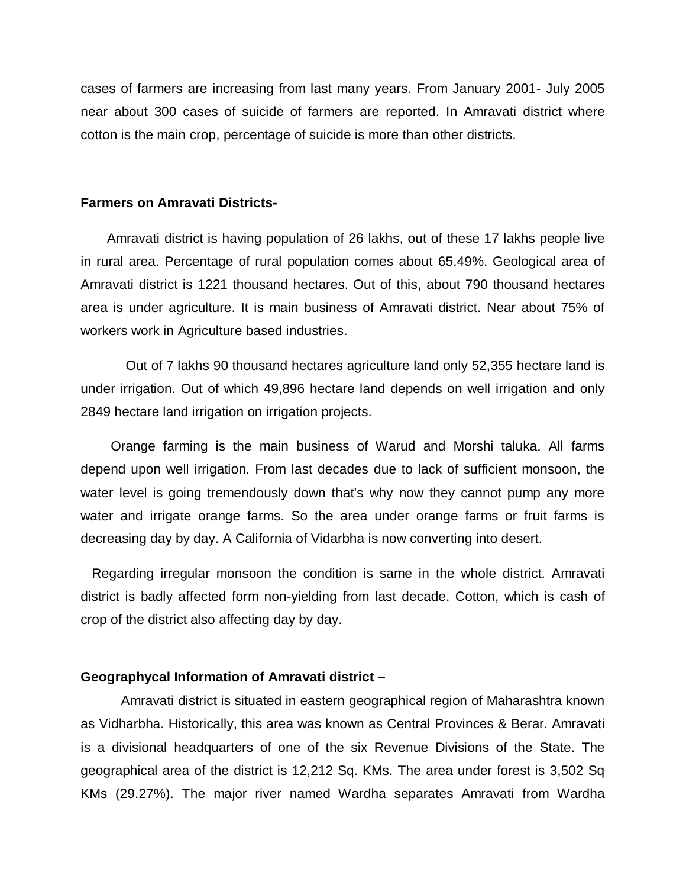cases of farmers are increasing from last many years. From January 2001- July 2005 near about 300 cases of suicide of farmers are reported. In Amravati district where cotton is the main crop, percentage of suicide is more than other districts.

**Farmers on Amravati Districts-**

Amravati district is having population of 26 lakhs, out of these 17 lakhs people live in rural area. Percentage of rural population comes about 65.49%. Geological area of Amravati district is 1221 thousand hectares. Out of this, about 790 thousand hectares area is under agriculture. It is main business of Amravati district. Near about 75% of workers work in Agriculture based industries.

Out of 7 lakhs 90 thousand hectares agriculture land only 52,355 hectare land is under irrigation. Out of which 49,896 hectare land depends on well irrigation and only 2849 hectare land irrigation on irrigation projects.

Orange farming is the main business of Warud and Morshi taluka. All farms depend upon well irrigation. From last decades due to lack of sufficient monsoon, the water level is going tremendously down that's why now they cannot pump any more water and irrigate orange farms. So the area under orange farms or fruit farms is decreasing day by day. A California of Vidarbha is now converting into desert.

Regarding irregular monsoon the condition is same in the whole district. Amravati district is badly affected form non-yielding from last decade. Cotton, which is cash of crop of the district also affecting day by day.

**Geographycal Information of Amravati district –**

Amravati district is situated in eastern geographical region of Maharashtra known as Vidharbha. Historically, this area was known as Central Provinces & Berar. Amravati is a divisional headquarters of one of the six Revenue Divisions of the State. The geographical area of the district is 12,212 Sq. KMs. The area under forest is 3,502 Sq KMs (29.27%). The major river named Wardha separates Amravati from Wardha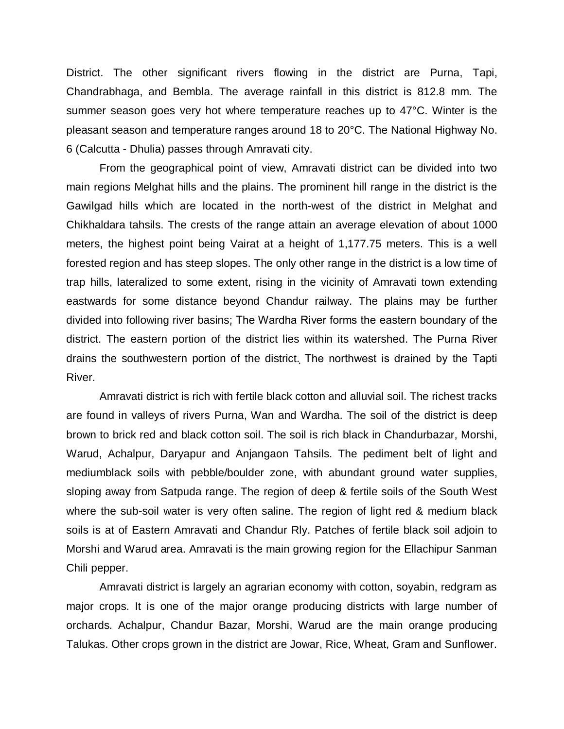District. The other significant rivers flowing in the district are Purna, Tapi, Chandrabhaga, and Bembla. The average rainfall in this district is 812.8 mm. The summer season goes very hot where temperature reaches up to 47°C. Winter is the pleasant season and temperature ranges around 18 to 20°C. The National Highway No. 6 (Calcutta - Dhulia) passes through Amravati city.

From the geographical point of view, Amravati district can be divided into two main regions Melghat hills and the plains. The prominent hill range in the district is the Gawilgad hills which are located in the north-west of the district in Melghat and Chikhaldara tahsils. The crests of the range attain an average elevation of about 1000 meters, the highest point being Vairat at a height of 1,177.75 meters. This is a well forested region and has steep slopes. The only other range in the district is a low time of trap hills, lateralized to some extent, rising in the vicinity of Amravati town extending eastwards for some distance beyond Chandur railway. The plains may be further divided into following river basins; The Wardha River forms the eastern boundary of the district. The eastern portion of the district lies within its watershed. The Purna River drains the southwestern portion of the district. The northwest is drained by the Tapti River.

Amravati district is rich with fertile black cotton and alluvial soil. The richest tracks are found in valleys of rivers Purna, Wan and Wardha. The soil of the district is deep brown to brick red and black cotton soil. The soil is rich black in Chandurbazar, Morshi, Warud, Achalpur, Daryapur and Anjangaon Tahsils. The pediment belt of light and mediumblack soils with pebble/boulder zone, with abundant ground water supplies, sloping away from Satpuda range. The region of deep & fertile soils of the South West where the sub-soil water is very often saline. The region of light red & medium black soils is at of Eastern Amravati and Chandur Rly. Patches of fertile black soil adjoin to Morshi and Warud area. Amravati is the main growing region for the Ellachipur Sanman Chili pepper.

Amravati district is largely an agrarian economy with cotton, soyabin, redgram as major crops. It is one of the major orange producing districts with large number of orchards. Achalpur, Chandur Bazar, Morshi, Warud are the main orange producing Talukas. Other crops grown in the district are Jowar, Rice, Wheat, Gram and Sunflower.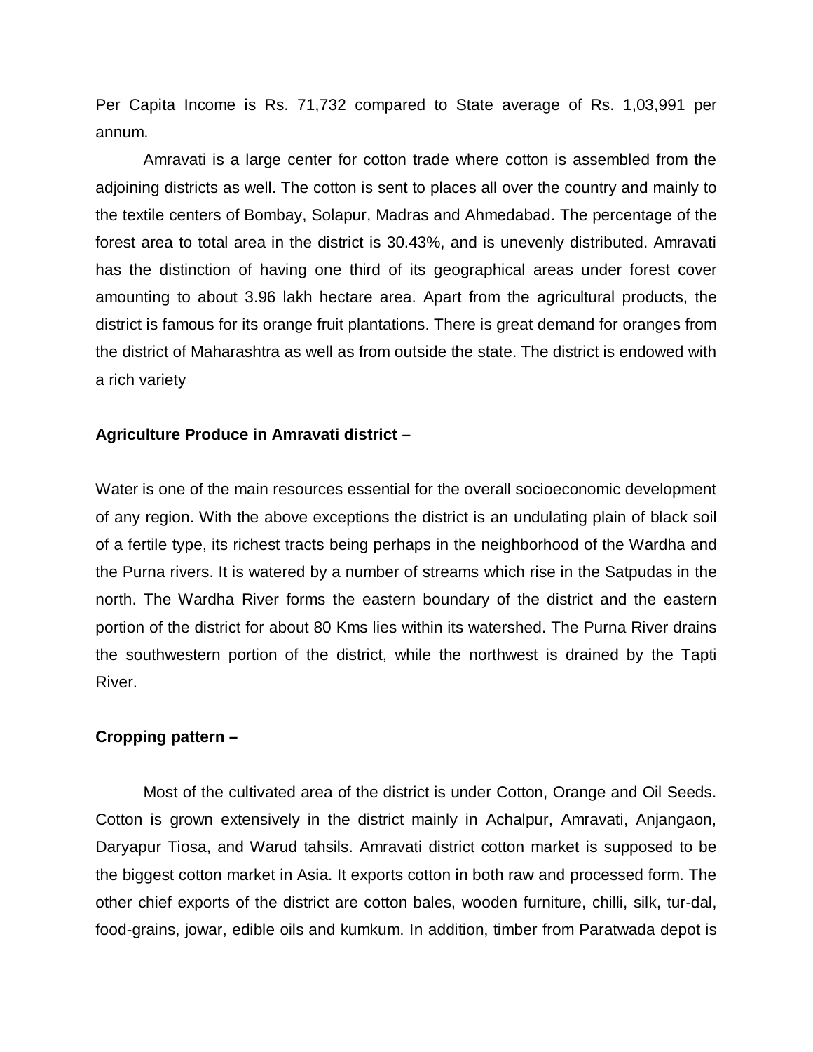Per Capita Income is Rs. 71,732 compared to State average of Rs. 1,03,991 per annum.

Amravati is a large center for cotton trade where cotton is assembled from the adjoining districts as well. The cotton is sent to places all over the country and mainly to the textile centers of Bombay, Solapur, Madras and Ahmedabad. The percentage of the forest area to total area in the district is 30.43%, and is unevenly distributed. Amravati has the distinction of having one third of its geographical areas under forest cover amounting to about 3.96 lakh hectare area. Apart from the agricultural products, the district is famous for its orange fruit plantations. There is great demand for oranges from the district of Maharashtra as well as from outside the state. The district is endowed with a rich variety

**Agriculture Produce in Amravati district –**

Water is one of the main resources essential for the overall socioeconomic development of any region. With the above exceptions the district is an undulating plain of black soil of a fertile type, its richest tracts being perhaps in the neighborhood of the Wardha and the Purna rivers. It is watered by a number of streams which rise in the Satpudas in the north. The Wardha River forms the eastern boundary of the district and the eastern portion of the district for about 80 Kms lies within its watershed. The Purna River drains the southwestern portion of the district, while the northwest is drained by the Tapti River.

**Cropping pattern –**

Most of the cultivated area of the district is under Cotton, Orange and Oil Seeds. Cotton is grown extensively in the district mainly in Achalpur, Amravati, Anjangaon, Daryapur Tiosa, and Warud tahsils. Amravati district cotton market is supposed to be the biggest cotton market in Asia. It exports cotton in both raw and processed form. The other chief exports of the district are cotton bales, wooden furniture, chilli, silk, tur-dal, food-grains, jowar, edible oils and kumkum. In addition, timber from Paratwada depot is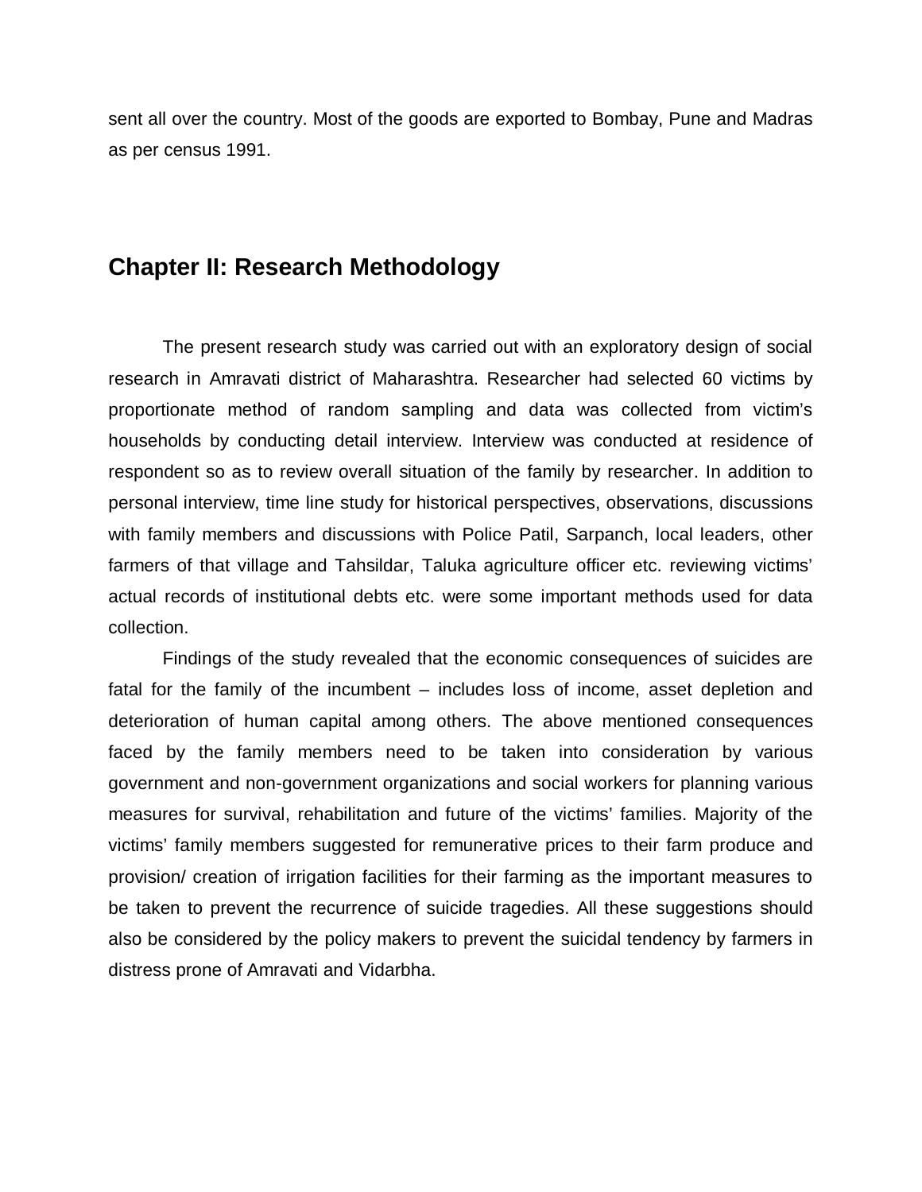sent all over the country. Most of the goods are exported to Bombay, Pune and Madras as per census 1991.

## Chapter II: Research Methodology

The present research study was carried out with an exploratory design of social research in Amravati district of Maharashtra. Researcher had selected 60 victims by proportionate method of random sampling and data was collected from victim's households by conducting detail interview. Interview was conducted at residence of respondent so as to review overall situation of the family by researcher. In addition to personal interview, time line study for historical perspectives, observations, discussions with family members and discussions with Police Patil, Sarpanch, local leaders, other farmers of that village and Tahsildar, Taluka agriculture officer etc. reviewing victims' actual records of institutional debts etc. were some important methods used for data collection.

Findings of the study revealed that the economic consequences of suicides are fatal for the family of the incumbent – includes loss of income, asset depletion and deterioration of human capital among others. The above mentioned consequences faced by the family members need to be taken into consideration by various government and non-government organizations and social workers for planning various measures for survival, rehabilitation and future of the victims' families. Majority of the victims' family members suggested for remunerative prices to their farm produce and provision/ creation of irrigation facilities for their farming as the important measures to be taken to prevent the recurrence of suicide tragedies. All these suggestions should also be considered by the policy makers to prevent the suicidal tendency by farmers in distress prone of Amravati and Vidarbha.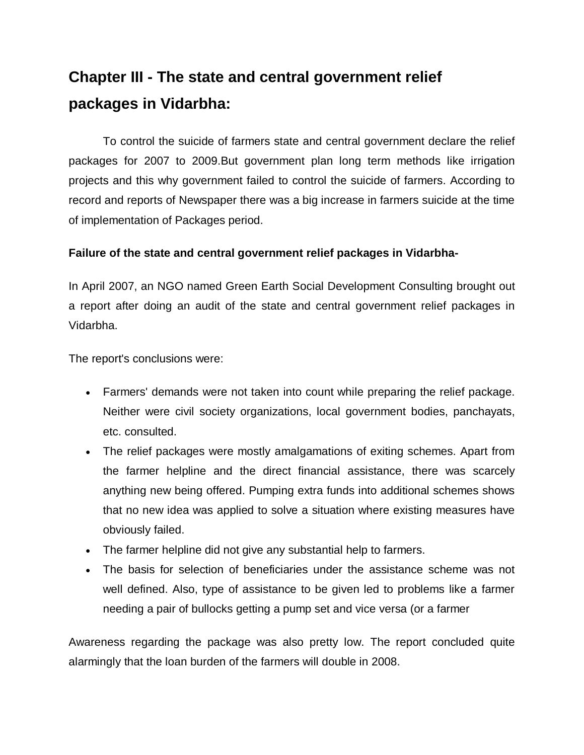# Chapter III - The state and central government relief packages in Vidarbha:

To control the suicide of farmers state and central government declare the relief packages for 2007 to 2009.But government plan long term methods like irrigation projects and this why government failed to control the suicide of farmers. According to record and reports of Newspaper there was a big increase in farmers suicide at the time of implementation of Packages period.

**Failure of the state and central government relief packages in Vidarbha-**

In April 2007, an NGO named Green Earth Social Development Consulting brought out a report after doing an audit of the state and central government relief packages in Vidarbha.

The report's conclusions were:

- Farmers' demands were not taken into count while preparing the relief package. Neither were civil society organizations, local government bodies, panchayats, etc. consulted.
- The relief packages were mostly amalgamations of exiting schemes. Apart from the farmer helpline and the direct financial assistance, there was scarcely anything new being offered. Pumping extra funds into additional schemes shows that no new idea was applied to solve a situation where existing measures have obviously failed.
- The farmer helpline did not give any substantial help to farmers.
- The basis for selection of beneficiaries under the assistance scheme was not well defined. Also, type of assistance to be given led to problems like a farmer needing a pair of bullocks getting a pump set and vice versa (or a farmer

Awareness regarding the package was also pretty low. The report concluded quite alarmingly that the loan burden of the farmers will double in 2008.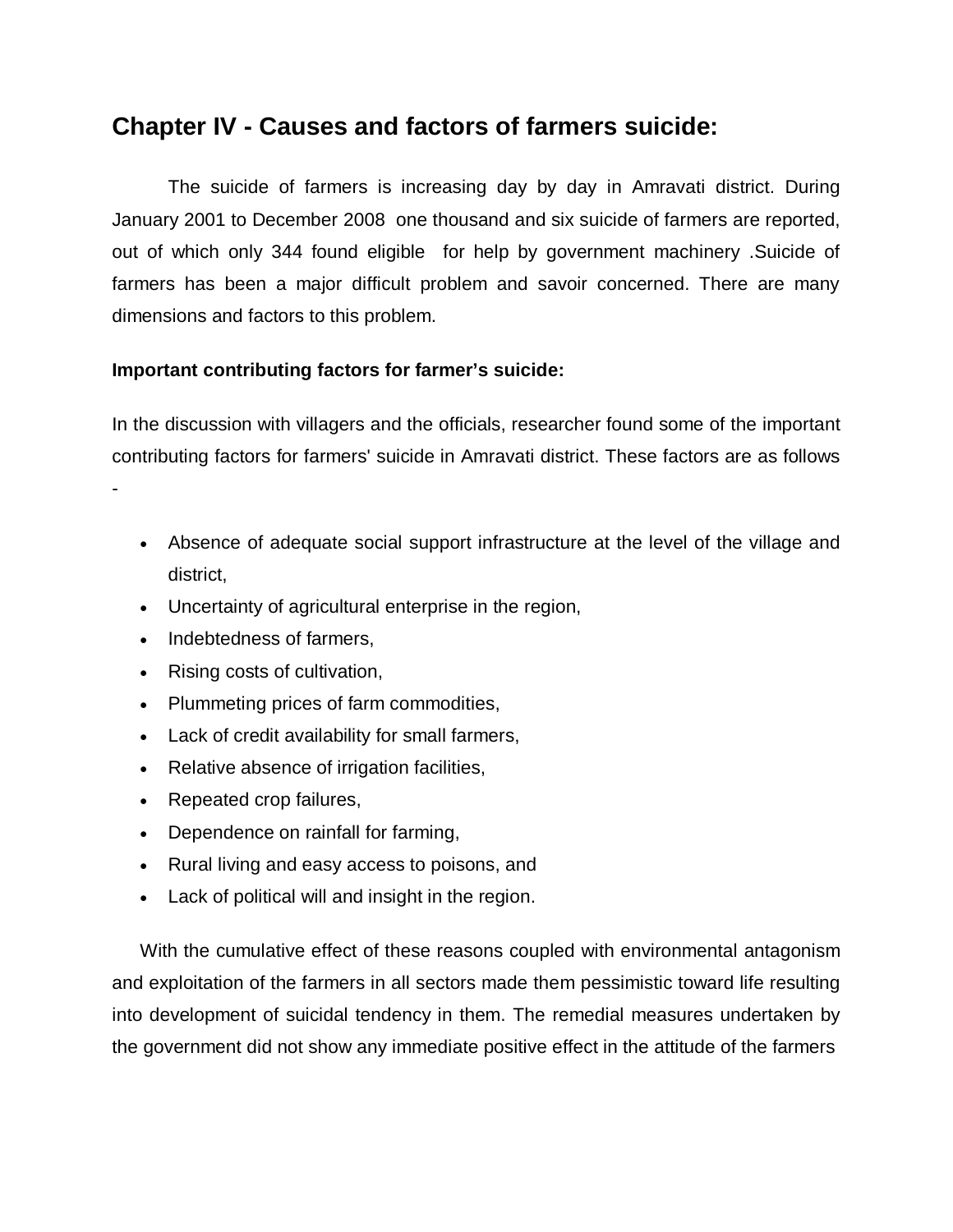## Chapter IV - Causes and factors of farmers suicide:

The suicide of farmers is increasing day by day in Amravati district. During January 2001 to December 2008 one thousand and six suicide of farmers are reported, out of which only 344 found eligible for help by government machinery .Suicide of farmers has been a major difficult problem and savoir concerned. There are many dimensions and factors to this problem.

**Important contributing factors for farmer's suicide:**

In the discussion with villagers and the officials, researcher found some of the important contributing factors for farmers' suicide in Amravati district. These factors are as follows -

- Absence of adequate social support infrastructure at the level of the village and district,
- Uncertainty of agricultural enterprise in the region,
- Indebtedness of farmers,
- Rising costs of cultivation,
- Plummeting prices of farm commodities,
- Lack of credit availability for small farmers,
- Relative absence of irrigation facilities,
- Repeated crop failures,
- Dependence on rainfall for farming,
- Rural living and easy access to poisons, and
- Lack of political will and insight in the region.

With the cumulative effect of these reasons coupled with environmental antagonism and exploitation of the farmers in all sectors made them pessimistic toward life resulting into development of suicidal tendency in them. The remedial measures undertaken by the government did not show any immediate positive effect in the attitude of the farmers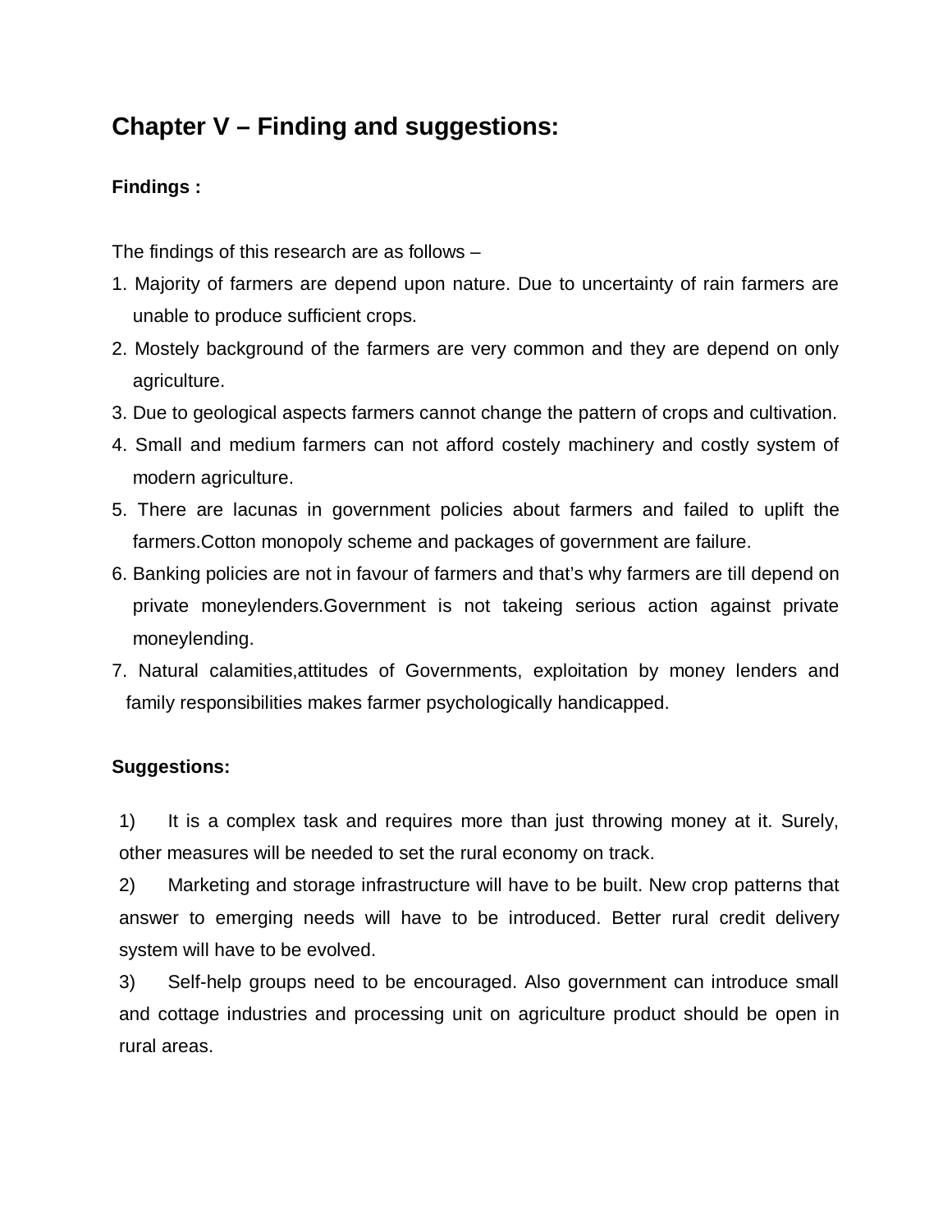## Chapter V – Finding and suggestions:

### Findings :

The findings of this research are as follows –

1. Majority of farmers are depend upon nature. Due to uncertainty of rain farmers are unable to produce sufficient crops.
2. Mostely background of the farmers are very common and they are depend on only agriculture.
3. Due to geological aspects farmers cannot change the pattern of crops and cultivation.
4. Small and medium farmers can not afford costely machinery and costly system of modern agriculture.
5. There are lacunas in government policies about farmers and failed to uplift the farmers.Cotton monopoly scheme and packages of government are failure.
6. Banking policies are not in favour of farmers and that's why farmers are till depend on private moneylenders.Government is not takeing serious action against private moneylending.
7. Natural calamities,attitudes of Governments, exploitation by money lenders and family responsibilities makes farmer psychologically handicapped.

### Suggestions:

1) It is a complex task and requires more than just throwing money at it. Surely, other measures will be needed to set the rural economy on track.

2) Marketing and storage infrastructure will have to be built. New crop patterns that answer to emerging needs will have to be introduced. Better rural credit delivery system will have to be evolved.

3) Self-help groups need to be encouraged. Also government can introduce small and cottage industries and processing unit on agriculture product should be open in rural areas.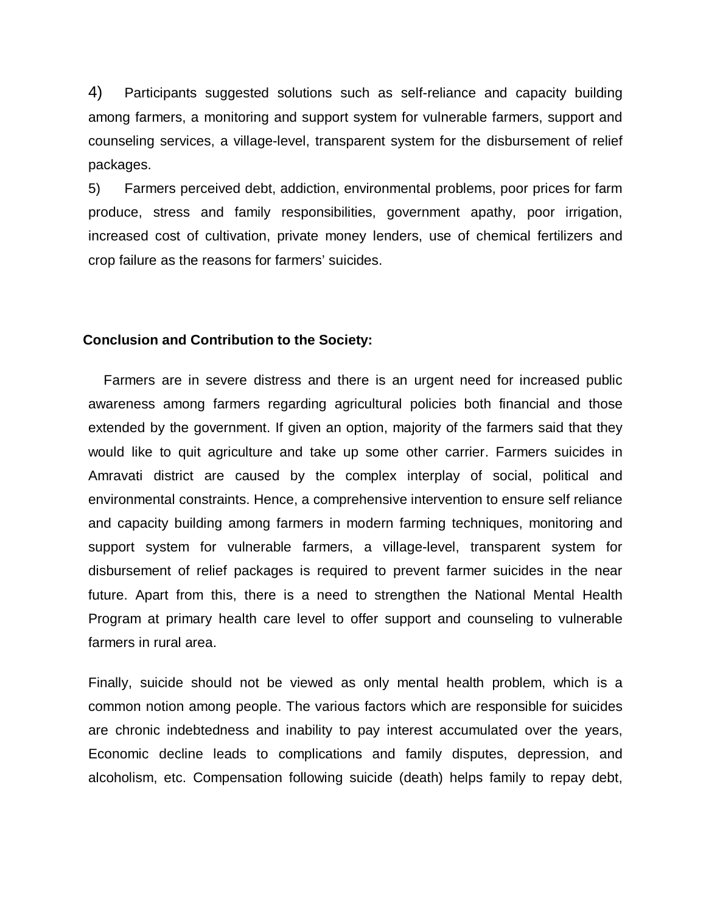4) Participants suggested solutions such as self-reliance and capacity building among farmers, a monitoring and support system for vulnerable farmers, support and counseling services, a village-level, transparent system for the disbursement of relief packages.

5) Farmers perceived debt, addiction, environmental problems, poor prices for farm produce, stress and family responsibilities, government apathy, poor irrigation, increased cost of cultivation, private money lenders, use of chemical fertilizers and crop failure as the reasons for farmers' suicides.

**Conclusion and Contribution to the Society:**

Farmers are in severe distress and there is an urgent need for increased public awareness among farmers regarding agricultural policies both financial and those extended by the government. If given an option, majority of the farmers said that they would like to quit agriculture and take up some other carrier. Farmers suicides in Amravati district are caused by the complex interplay of social, political and environmental constraints. Hence, a comprehensive intervention to ensure self reliance and capacity building among farmers in modern farming techniques, monitoring and support system for vulnerable farmers, a village-level, transparent system for disbursement of relief packages is required to prevent farmer suicides in the near future. Apart from this, there is a need to strengthen the National Mental Health Program at primary health care level to offer support and counseling to vulnerable farmers in rural area.

Finally, suicide should not be viewed as only mental health problem, which is a common notion among people. The various factors which are responsible for suicides are chronic indebtedness and inability to pay interest accumulated over the years, Economic decline leads to complications and family disputes, depression, and alcoholism, etc. Compensation following suicide (death) helps family to repay debt,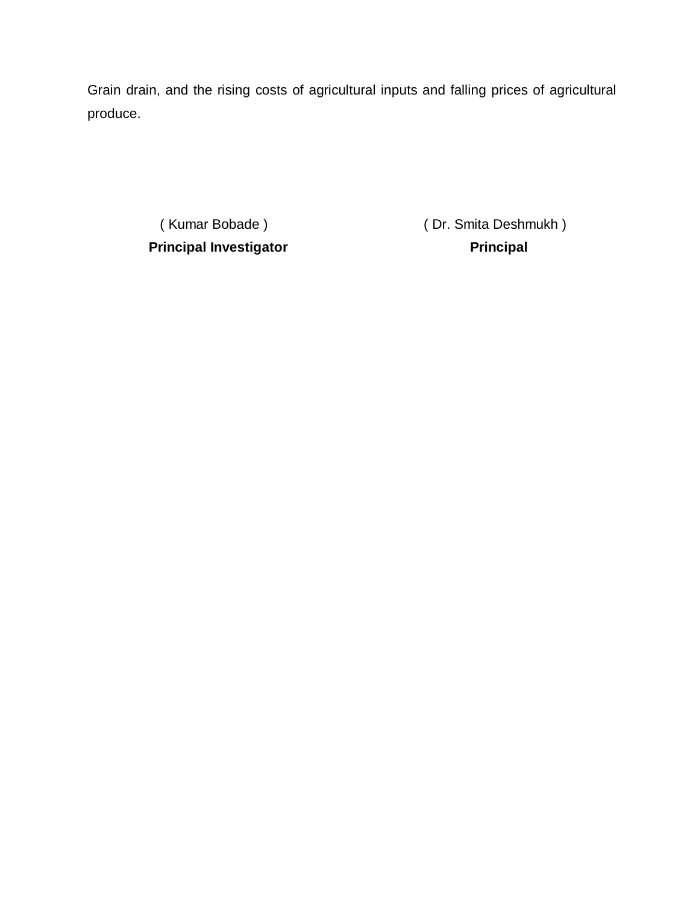Grain drain, and the rising costs of agricultural inputs and falling prices of agricultural produce.

| | |
|---|---|
| ( Kumar Bobade ) | ( Dr. Smita Deshmukh ) |
| **Principal Investigator** | **Principal** |